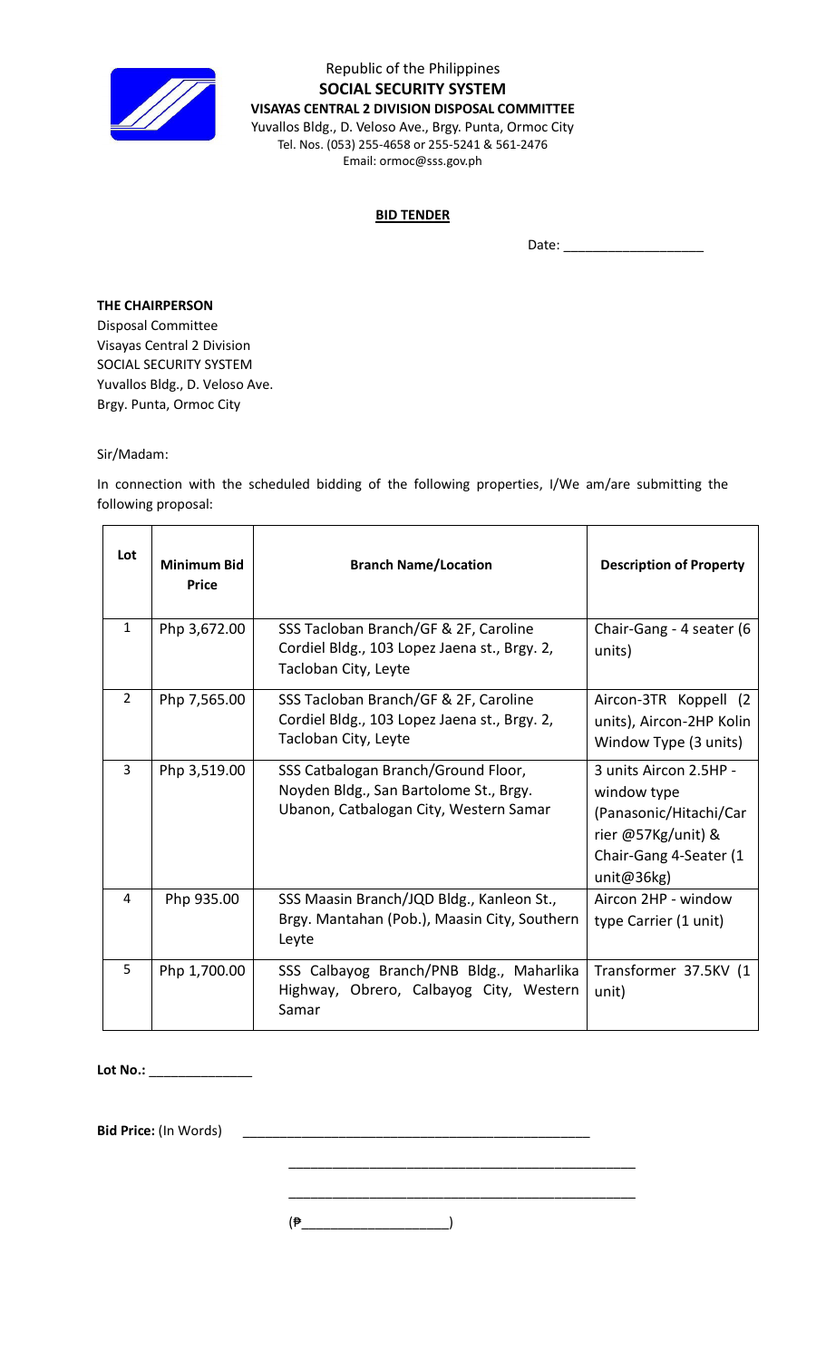Republic of the Philippines
**SOCIAL SECURITY SYSTEM**
**VISAYAS CENTRAL 2 DIVISION DISPOSAL COMMITTEE**
Yuvallos Bldg., D. Veloso Ave., Brgy. Punta, Ormoc City
Tel. Nos. (053) 255-4658 or 255-5241 & 561-2476
Email: ormoc@sss.gov.ph

**BID TENDER**

Date: ___________________

**THE CHAIRPERSON**
Disposal Committee
Visayas Central 2 Division
SOCIAL SECURITY SYSTEM
Yuvallos Bldg., D. Veloso Ave.
Brgy. Punta, Ormoc City

Sir/Madam:

In connection with the scheduled bidding of the following properties, I/We am/are submitting the following proposal:

| Lot | Minimum Bid Price | Branch Name/Location | Description of Property |
|---|---|---|---|
| 1 | Php 3,672.00 | SSS Tacloban Branch/GF & 2F, Caroline Cordiel Bldg., 103 Lopez Jaena st., Brgy. 2, Tacloban City, Leyte | Chair-Gang - 4 seater (6 units) |
| 2 | Php 7,565.00 | SSS Tacloban Branch/GF & 2F, Caroline Cordiel Bldg., 103 Lopez Jaena st., Brgy. 2, Tacloban City, Leyte | Aircon-3TR Koppell (2 units), Aircon-2HP Kolin Window Type (3 units) |
| 3 | Php 3,519.00 | SSS Catbalogan Branch/Ground Floor, Noyden Bldg., San Bartolome St., Brgy. Ubanon, Catbalogan City, Western Samar | 3 units Aircon 2.5HP - window type (Panasonic/Hitachi/Carrier @57Kg/unit) & Chair-Gang 4-Seater (1 unit@36kg) |
| 4 | Php 935.00 | SSS Maasin Branch/JQD Bldg., Kanleon St., Brgy. Mantahan (Pob.), Maasin City, Southern Leyte | Aircon 2HP - window type Carrier (1 unit) |
| 5 | Php 1,700.00 | SSS Calbayog Branch/PNB Bldg., Maharlika Highway, Obrero, Calbayog City, Western Samar | Transformer 37.5KV (1 unit) |

**Lot No.:** ______________

**Bid Price:** (In Words) _______________________________________________

_______________________________________________

_______________________________________________

(₱___________________)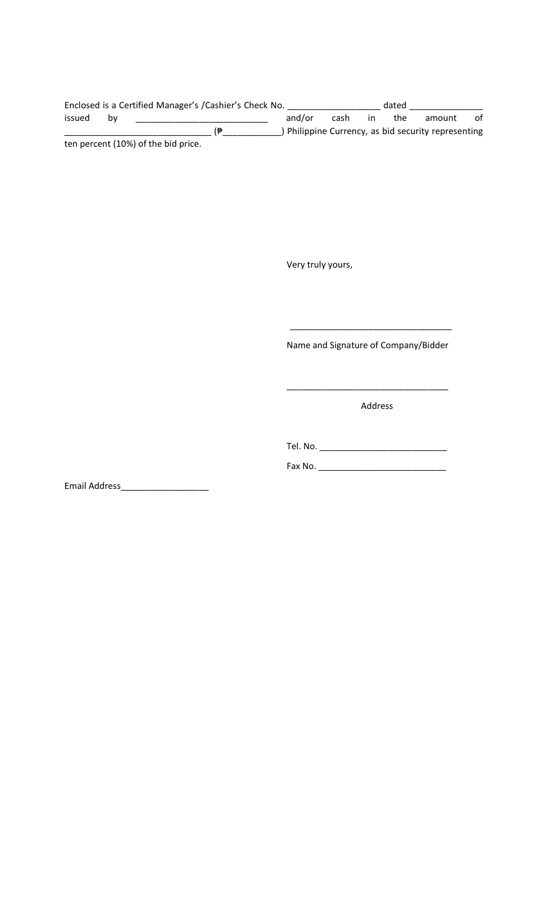Enclosed is a Certified Manager's /Cashier's Check No. ___________________ dated _______________ issued by __________________________ and/or cash in the amount of ______________________________ (₱____________) Philippine Currency, as bid security representing ten percent (10%) of the bid price.

Very truly yours,

_________________________________

Name and Signature of Company/Bidder

_________________________________

Address

Tel. No. __________________________

Fax No. __________________________

Email Address__________________